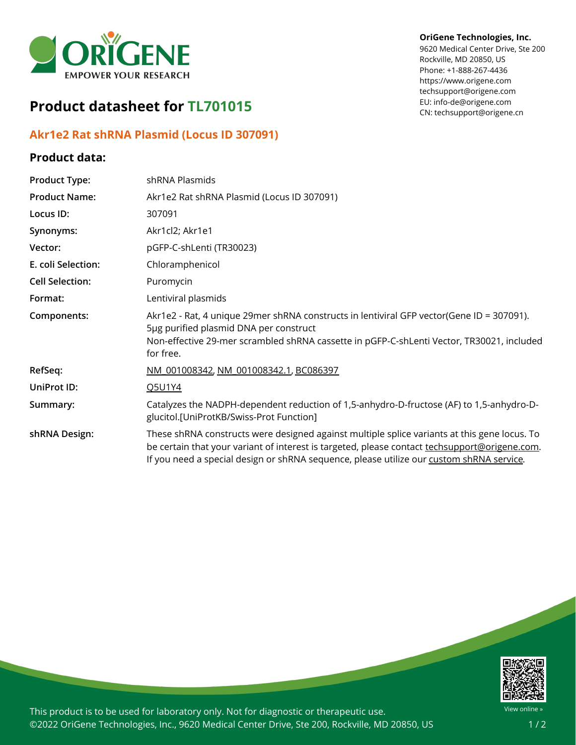**OriGene Technologies, Inc.**
9620 Medical Center Drive, Ste 200
Rockville, MD 20850, US
Phone: +1-888-267-4436
https://www.origene.com
techsupport@origene.com
EU: info-de@origene.com
CN: techsupport@origene.cn

# Product datasheet for TL701015

## Akr1e2 Rat shRNA Plasmid (Locus ID 307091)

### Product data:

| | |
|---|---|
| **Product Type:** | shRNA Plasmids |
| **Product Name:** | Akr1e2 Rat shRNA Plasmid (Locus ID 307091) |
| **Locus ID:** | 307091 |
| **Synonyms:** | Akr1cl2; Akr1e1 |
| **Vector:** | pGFP-C-shLenti (TR30023) |
| **E. coli Selection:** | Chloramphenicol |
| **Cell Selection:** | Puromycin |
| **Format:** | Lentiviral plasmids |
| **Components:** | Akr1e2 - Rat, 4 unique 29mer shRNA constructs in lentiviral GFP vector(Gene ID = 307091). 5µg purified plasmid DNA per construct<br>Non-effective 29-mer scrambled shRNA cassette in pGFP-C-shLenti Vector, TR30021, included for free. |
| **RefSeq:** | NM_001008342, NM_001008342.1, BC086397 |
| **UniProt ID:** | Q5U1Y4 |
| **Summary:** | Catalyzes the NADPH-dependent reduction of 1,5-anhydro-D-fructose (AF) to 1,5-anhydro-D-glucitol.[UniProtKB/Swiss-Prot Function] |
| **shRNA Design:** | These shRNA constructs were designed against multiple splice variants at this gene locus. To be certain that your variant of interest is targeted, please contact techsupport@origene.com. If you need a special design or shRNA sequence, please utilize our custom shRNA service. |

This product is to be used for laboratory only. Not for diagnostic or therapeutic use.
©2022 OriGene Technologies, Inc., 9620 Medical Center Drive, Ste 200, Rockville, MD 20850, US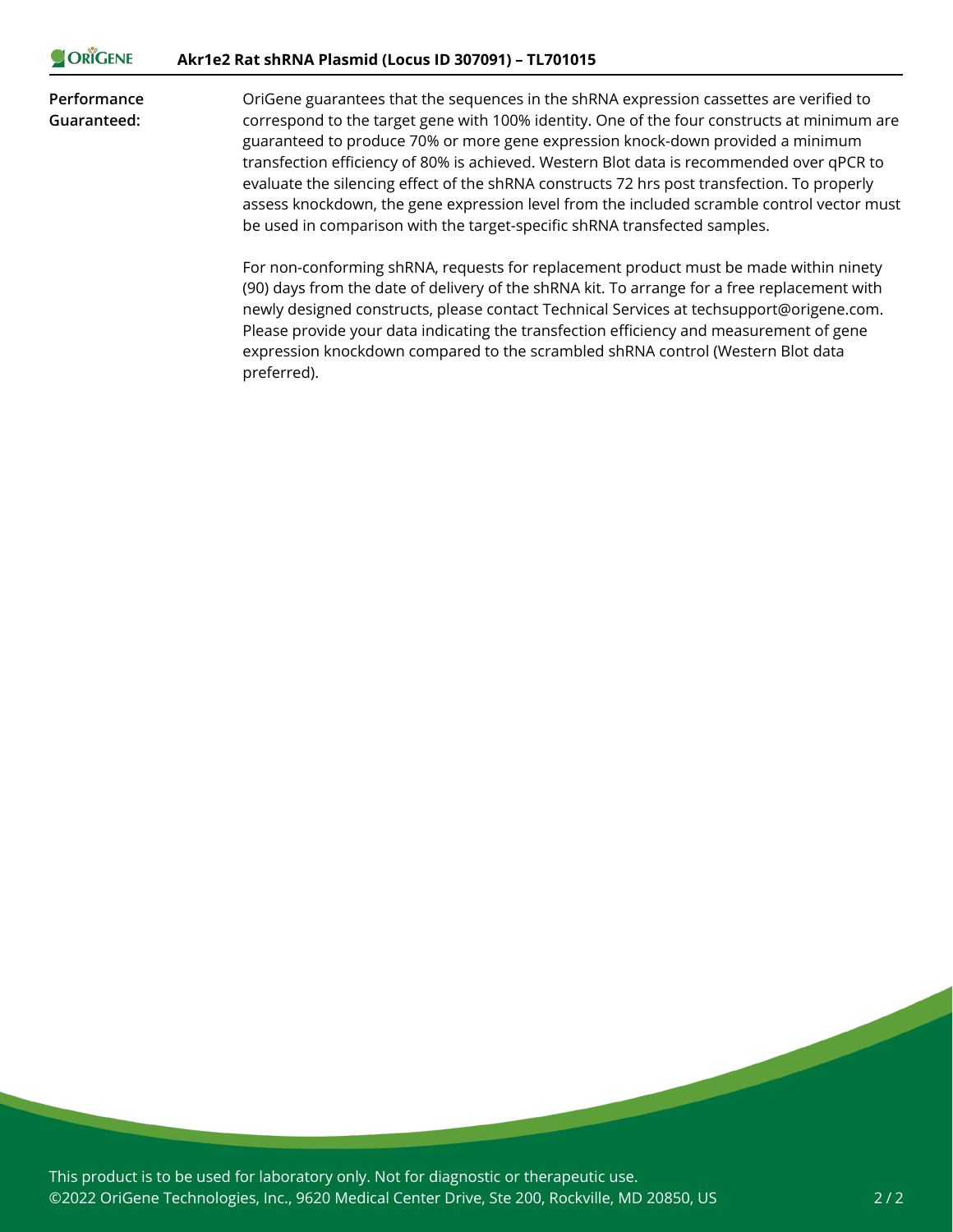**Performance Guaranteed:**

OriGene guarantees that the sequences in the shRNA expression cassettes are verified to correspond to the target gene with 100% identity. One of the four constructs at minimum are guaranteed to produce 70% or more gene expression knock-down provided a minimum transfection efficiency of 80% is achieved. Western Blot data is recommended over qPCR to evaluate the silencing effect of the shRNA constructs 72 hrs post transfection. To properly assess knockdown, the gene expression level from the included scramble control vector must be used in comparison with the target-specific shRNA transfected samples.

For non-conforming shRNA, requests for replacement product must be made within ninety (90) days from the date of delivery of the shRNA kit. To arrange for a free replacement with newly designed constructs, please contact Technical Services at techsupport@origene.com. Please provide your data indicating the transfection efficiency and measurement of gene expression knockdown compared to the scrambled shRNA control (Western Blot data preferred).